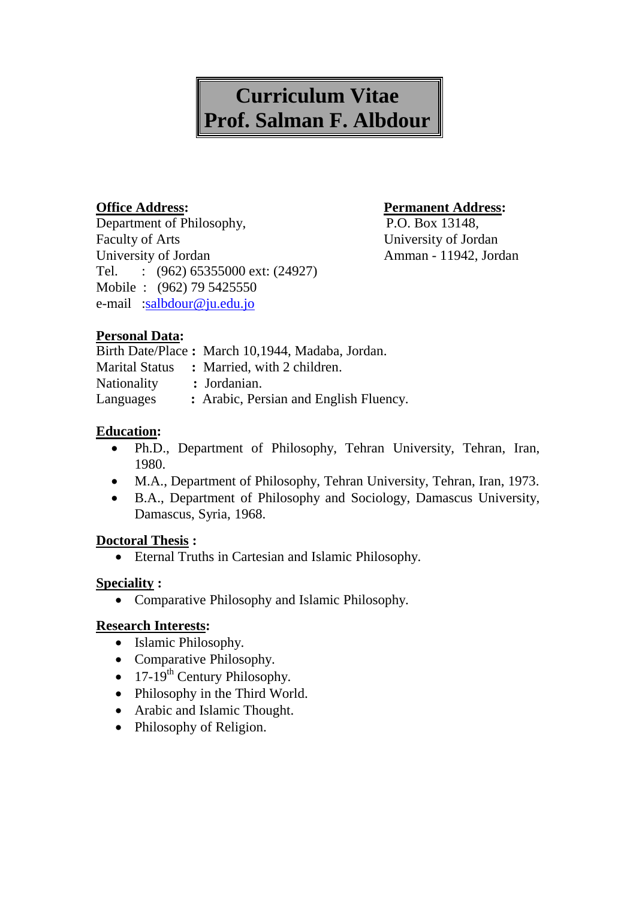# Curriculum Vitae
# Prof. Salman F. Albdour

**Office Address:**
Department of Philosophy,
Faculty of Arts
University of Jordan
Tel. : (962) 65355000 ext: (24927)
Mobile : (962) 79 5425550
e-mail :salbdour@ju.edu.jo

**Permanent Address:**
P.O. Box 13148,
University of Jordan
Amman - 11942, Jordan

**Personal Data:**
Birth Date/Place **:** March 10,1944, Madaba, Jordan.
Marital Status **:** Married, with 2 children.
Nationality **:** Jordanian.
Languages **:** Arabic, Persian and English Fluency.

**Education:**

- Ph.D., Department of Philosophy, Tehran University, Tehran, Iran, 1980.
- M.A., Department of Philosophy, Tehran University, Tehran, Iran, 1973.
- B.A., Department of Philosophy and Sociology, Damascus University, Damascus, Syria, 1968.

**Doctoral Thesis :**

- Eternal Truths in Cartesian and Islamic Philosophy.

**Speciality :**

- Comparative Philosophy and Islamic Philosophy.

**Research Interests:**

- Islamic Philosophy.
- Comparative Philosophy.
- 17-19th Century Philosophy.
- Philosophy in the Third World.
- Arabic and Islamic Thought.
- Philosophy of Religion.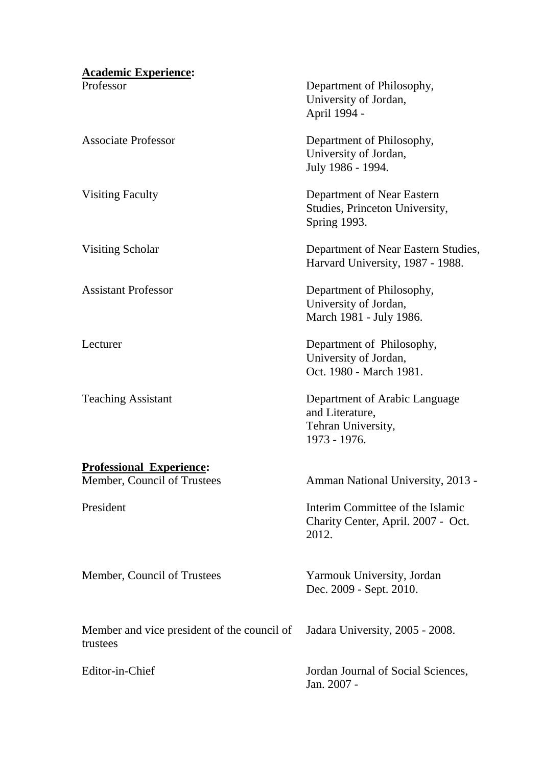**Academic Experience:**

| | |
|---|---|
| Professor | Department of Philosophy, University of Jordan, April 1994 - |
| Associate Professor | Department of Philosophy, University of Jordan, July 1986 - 1994. |
| Visiting Faculty | Department of Near Eastern Studies, Princeton University, Spring 1993. |
| Visiting Scholar | Department of Near Eastern Studies, Harvard University, 1987 - 1988. |
| Assistant Professor | Department of Philosophy, University of Jordan, March 1981 - July 1986. |
| Lecturer | Department of Philosophy, University of Jordan, Oct. 1980 - March 1981. |
| Teaching Assistant | Department of Arabic Language and Literature, Tehran University, 1973 - 1976. |

**Professional Experience:**

| | |
|---|---|
| Member, Council of Trustees | Amman National University, 2013 - |
| President | Interim Committee of the Islamic Charity Center, April. 2007 - Oct. 2012. |
| Member, Council of Trustees | Yarmouk University, Jordan Dec. 2009 - Sept. 2010. |
| Member and vice president of the council of trustees | Jadara University, 2005 - 2008. |
| Editor-in-Chief | Jordan Journal of Social Sciences, Jan. 2007 - |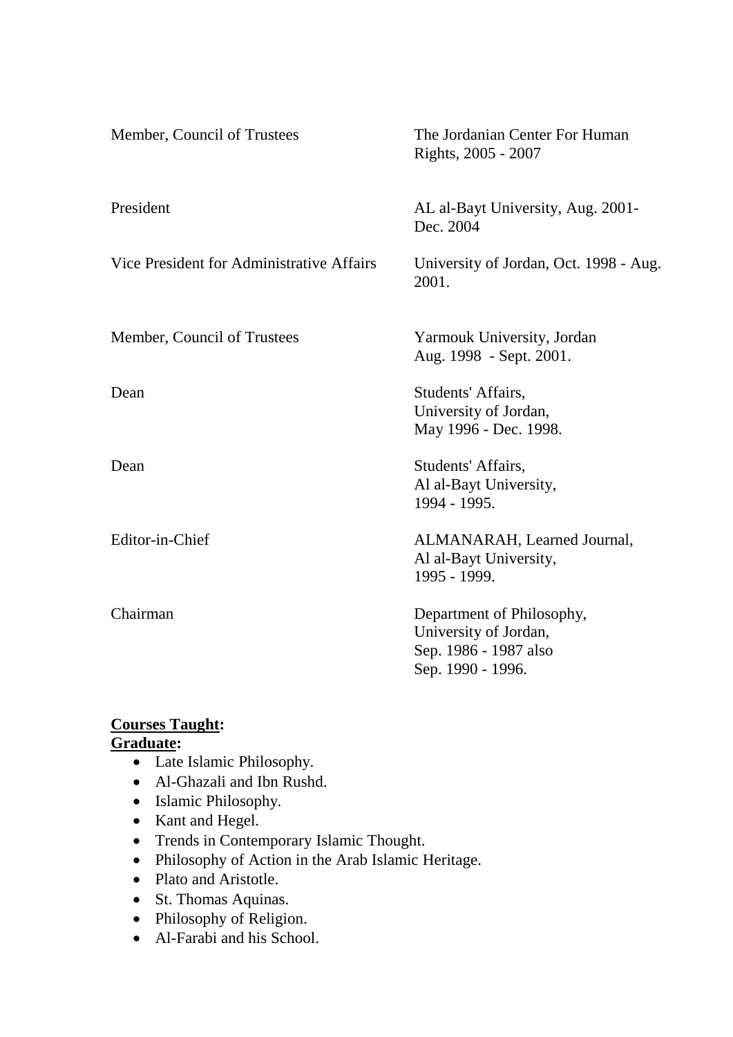| | |
|---|---|
| Member, Council of Trustees | The Jordanian Center For Human Rights, 2005 - 2007 |
| President | AL al-Bayt University, Aug. 2001- Dec. 2004 |
| Vice President for Administrative Affairs | University of Jordan, Oct. 1998 - Aug. 2001. |
| Member, Council of Trustees | Yarmouk University, Jordan Aug. 1998 - Sept. 2001. |
| Dean | Students' Affairs, University of Jordan, May 1996 - Dec. 1998. |
| Dean | Students' Affairs, Al al-Bayt University, 1994 - 1995. |
| Editor-in-Chief | ALMANARAH, Learned Journal, Al al-Bayt University, 1995 - 1999. |
| Chairman | Department of Philosophy, University of Jordan, Sep. 1986 - 1987 also Sep. 1990 - 1996. |

**Courses Taught:**

**Graduate:**

- Late Islamic Philosophy.
- Al-Ghazali and Ibn Rushd.
- Islamic Philosophy.
- Kant and Hegel.
- Trends in Contemporary Islamic Thought.
- Philosophy of Action in the Arab Islamic Heritage.
- Plato and Aristotle.
- St. Thomas Aquinas.
- Philosophy of Religion.
- Al-Farabi and his School.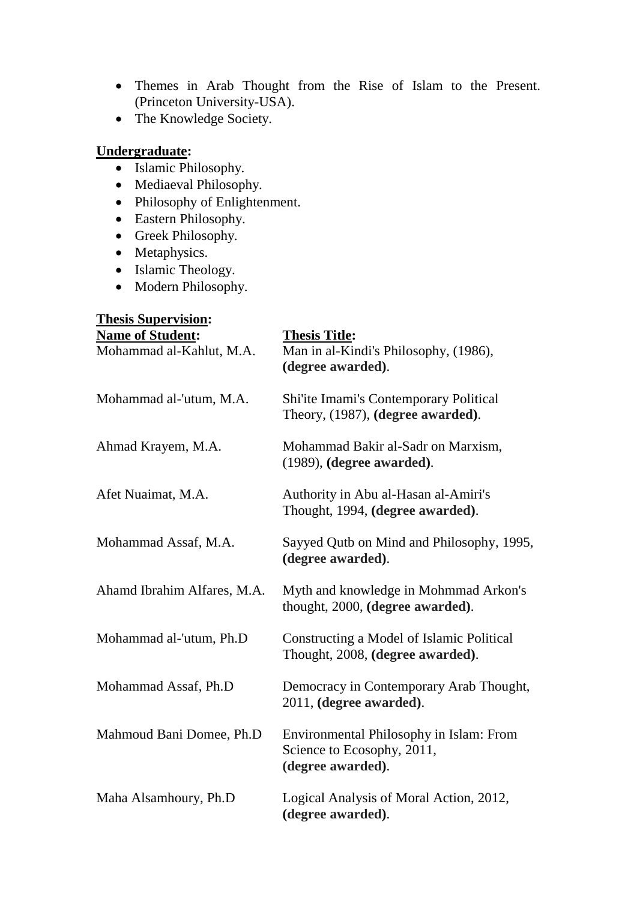- Themes in Arab Thought from the Rise of Islam to the Present. (Princeton University-USA).
- The Knowledge Society.

**Undergraduate:**

- Islamic Philosophy.
- Mediaeval Philosophy.
- Philosophy of Enlightenment.
- Eastern Philosophy.
- Greek Philosophy.
- Metaphysics.
- Islamic Theology.
- Modern Philosophy.

**Thesis Supervision:**

| **Name of Student:** | **Thesis Title:** |
| --- | --- |
| Mohammad al-Kahlut, M.A. | Man in al-Kindi's Philosophy, (1986), **(degree awarded)**. |
| Mohammad al-'utum, M.A. | Shi'ite Imami's Contemporary Political Theory, (1987), **(degree awarded)**. |
| Ahmad Krayem, M.A. | Mohammad Bakir al-Sadr on Marxism, (1989), **(degree awarded)**. |
| Afet Nuaimat, M.A. | Authority in Abu al-Hasan al-Amiri's Thought, 1994, **(degree awarded)**. |
| Mohammad Assaf, M.A. | Sayyed Qutb on Mind and Philosophy, 1995, **(degree awarded)**. |
| Ahamd Ibrahim Alfares, M.A. | Myth and knowledge in Mohmmad Arkon's thought, 2000, **(degree awarded)**. |
| Mohammad al-'utum, Ph.D | Constructing a Model of Islamic Political Thought, 2008, **(degree awarded)**. |
| Mohammad Assaf, Ph.D | Democracy in Contemporary Arab Thought, 2011, **(degree awarded)**. |
| Mahmoud Bani Domee, Ph.D | Environmental Philosophy in Islam: From Science to Ecosophy, 2011, **(degree awarded)**. |
| Maha Alsamhoury, Ph.D | Logical Analysis of Moral Action, 2012, **(degree awarded)**. |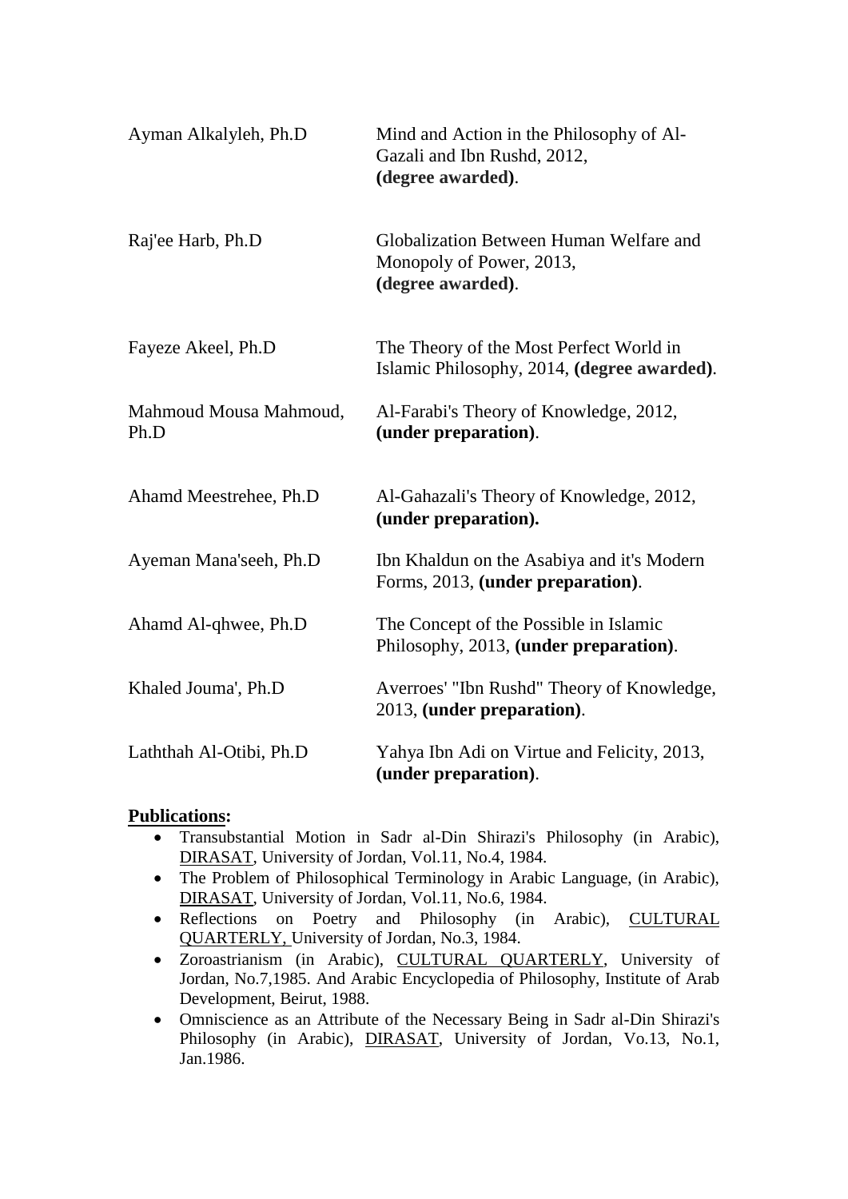| | |
|---|---|
| Ayman Alkalyleh, Ph.D | Mind and Action in the Philosophy of Al-Gazali and Ibn Rushd, 2012, **(degree awarded)**. |
| Raj'ee Harb, Ph.D | Globalization Between Human Welfare and Monopoly of Power, 2013, **(degree awarded)**. |
| Fayeze Akeel, Ph.D | The Theory of the Most Perfect World in Islamic Philosophy, 2014, **(degree awarded)**. |
| Mahmoud Mousa Mahmoud, Ph.D | Al-Farabi's Theory of Knowledge, 2012, **(under preparation)**. |
| Ahamd Meestrehee, Ph.D | Al-Gahazali's Theory of Knowledge, 2012, **(under preparation).** |
| Ayeman Mana'seeh, Ph.D | Ibn Khaldun on the Asabiya and it's Modern Forms, 2013, **(under preparation)**. |
| Ahamd Al-qhwee, Ph.D | The Concept of the Possible in Islamic Philosophy, 2013, **(under preparation)**. |
| Khaled Jouma', Ph.D | Averroes' "Ibn Rushd" Theory of Knowledge, 2013, **(under preparation)**. |
| Laththah Al-Otibi, Ph.D | Yahya Ibn Adi on Virtue and Felicity, 2013, **(under preparation)**. |

**Publications:**

- Transubstantial Motion in Sadr al-Din Shirazi's Philosophy (in Arabic), DIRASAT, University of Jordan, Vol.11, No.4, 1984.
- The Problem of Philosophical Terminology in Arabic Language, (in Arabic), DIRASAT, University of Jordan, Vol.11, No.6, 1984.
- Reflections on Poetry and Philosophy (in Arabic), CULTURAL QUARTERLY, University of Jordan, No.3, 1984.
- Zoroastrianism (in Arabic), CULTURAL QUARTERLY, University of Jordan, No.7,1985. And Arabic Encyclopedia of Philosophy, Institute of Arab Development, Beirut, 1988.
- Omniscience as an Attribute of the Necessary Being in Sadr al-Din Shirazi's Philosophy (in Arabic), DIRASAT, University of Jordan, Vo.13, No.1, Jan.1986.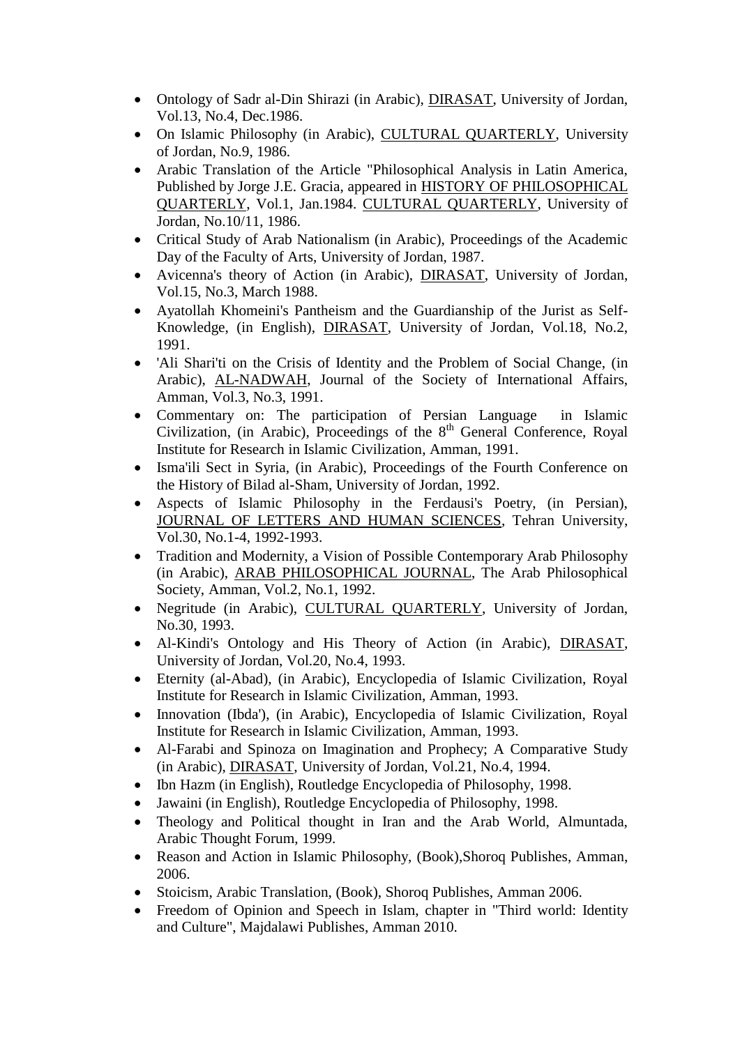- Ontology of Sadr al-Din Shirazi (in Arabic), <u>DIRASAT</u>, University of Jordan, Vol.13, No.4, Dec.1986.
- On Islamic Philosophy (in Arabic), <u>CULTURAL QUARTERLY</u>, University of Jordan, No.9, 1986.
- Arabic Translation of the Article "Philosophical Analysis in Latin America, Published by Jorge J.E. Gracia, appeared in <u>HISTORY OF PHILOSOPHICAL QUARTERLY</u>, Vol.1, Jan.1984. <u>CULTURAL QUARTERLY</u>, University of Jordan, No.10/11, 1986.
- Critical Study of Arab Nationalism (in Arabic), Proceedings of the Academic Day of the Faculty of Arts, University of Jordan, 1987.
- Avicenna's theory of Action (in Arabic), <u>DIRASAT</u>, University of Jordan, Vol.15, No.3, March 1988.
- Ayatollah Khomeini's Pantheism and the Guardianship of the Jurist as Self-Knowledge, (in English), <u>DIRASAT</u>, University of Jordan, Vol.18, No.2, 1991.
- 'Ali Shari'ti on the Crisis of Identity and the Problem of Social Change, (in Arabic), <u>AL-NADWAH</u>, Journal of the Society of International Affairs, Amman, Vol.3, No.3, 1991.
- Commentary on: The participation of Persian Language in Islamic Civilization, (in Arabic), Proceedings of the 8th General Conference, Royal Institute for Research in Islamic Civilization, Amman, 1991.
- Isma'ili Sect in Syria, (in Arabic), Proceedings of the Fourth Conference on the History of Bilad al-Sham, University of Jordan, 1992.
- Aspects of Islamic Philosophy in the Ferdausi's Poetry, (in Persian), <u>JOURNAL OF LETTERS AND HUMAN SCIENCES</u>, Tehran University, Vol.30, No.1-4, 1992-1993.
- Tradition and Modernity, a Vision of Possible Contemporary Arab Philosophy (in Arabic), <u>ARAB PHILOSOPHICAL JOURNAL</u>, The Arab Philosophical Society, Amman, Vol.2, No.1, 1992.
- Negritude (in Arabic), <u>CULTURAL QUARTERLY</u>, University of Jordan, No.30, 1993.
- Al-Kindi's Ontology and His Theory of Action (in Arabic), <u>DIRASAT</u>, University of Jordan, Vol.20, No.4, 1993.
- Eternity (al-Abad), (in Arabic), Encyclopedia of Islamic Civilization, Royal Institute for Research in Islamic Civilization, Amman, 1993.
- Innovation (Ibda'), (in Arabic), Encyclopedia of Islamic Civilization, Royal Institute for Research in Islamic Civilization, Amman, 1993.
- Al-Farabi and Spinoza on Imagination and Prophecy; A Comparative Study (in Arabic), <u>DIRASAT</u>, University of Jordan, Vol.21, No.4, 1994.
- Ibn Hazm (in English), Routledge Encyclopedia of Philosophy, 1998.
- Jawaini (in English), Routledge Encyclopedia of Philosophy, 1998.
- Theology and Political thought in Iran and the Arab World, Almuntada, Arabic Thought Forum, 1999.
- Reason and Action in Islamic Philosophy, (Book),Shoroq Publishes, Amman, 2006.
- Stoicism, Arabic Translation, (Book), Shoroq Publishes, Amman 2006.
- Freedom of Opinion and Speech in Islam, chapter in "Third world: Identity and Culture", Majdalawi Publishes, Amman 2010.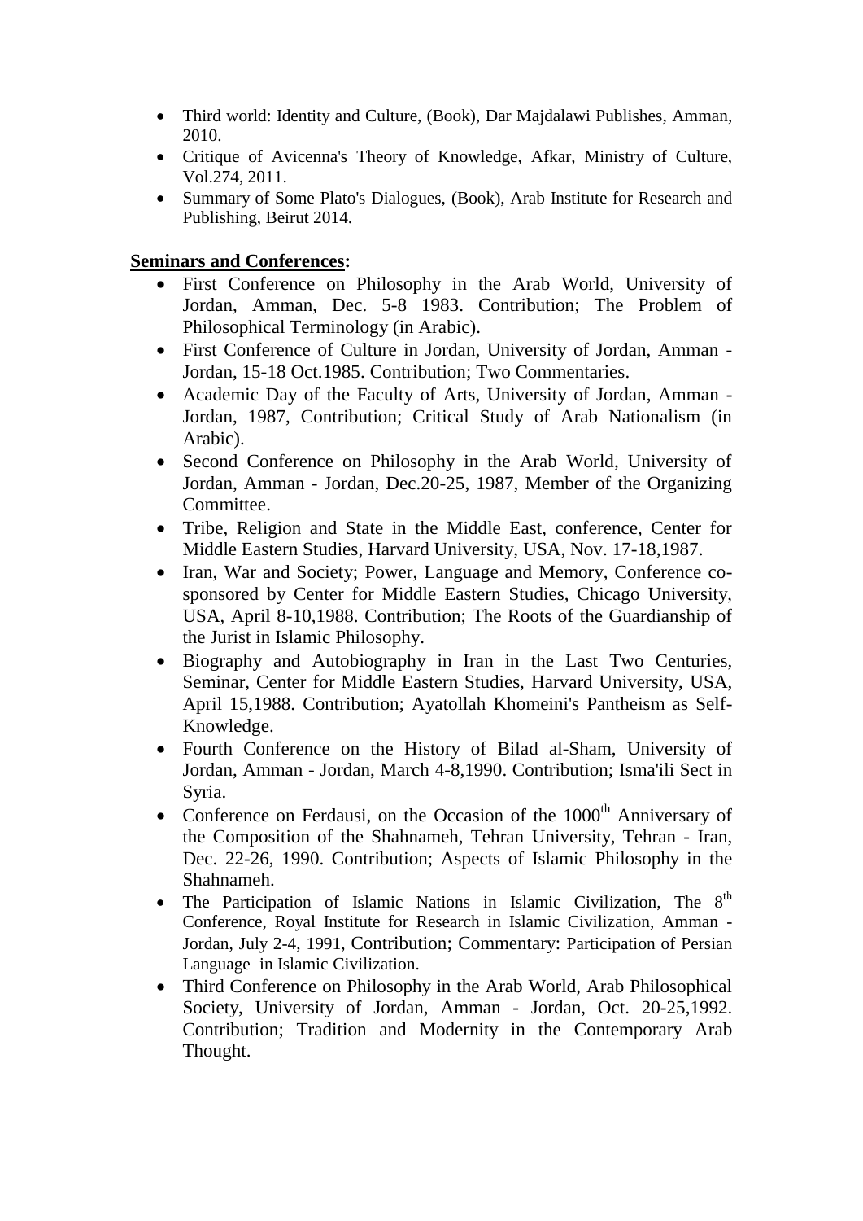- Third world: Identity and Culture, (Book), Dar Majdalawi Publishes, Amman, 2010.
- Critique of Avicenna's Theory of Knowledge, Afkar, Ministry of Culture, Vol.274, 2011.
- Summary of Some Plato's Dialogues, (Book), Arab Institute for Research and Publishing, Beirut 2014.

**Seminars and Conferences:**

- First Conference on Philosophy in the Arab World, University of Jordan, Amman, Dec. 5-8 1983. Contribution; The Problem of Philosophical Terminology (in Arabic).
- First Conference of Culture in Jordan, University of Jordan, Amman - Jordan, 15-18 Oct.1985. Contribution; Two Commentaries.
- Academic Day of the Faculty of Arts, University of Jordan, Amman - Jordan, 1987, Contribution; Critical Study of Arab Nationalism (in Arabic).
- Second Conference on Philosophy in the Arab World, University of Jordan, Amman - Jordan, Dec.20-25, 1987, Member of the Organizing Committee.
- Tribe, Religion and State in the Middle East, conference, Center for Middle Eastern Studies, Harvard University, USA, Nov. 17-18,1987.
- Iran, War and Society; Power, Language and Memory, Conference co-sponsored by Center for Middle Eastern Studies, Chicago University, USA, April 8-10,1988. Contribution; The Roots of the Guardianship of the Jurist in Islamic Philosophy.
- Biography and Autobiography in Iran in the Last Two Centuries, Seminar, Center for Middle Eastern Studies, Harvard University, USA, April 15,1988. Contribution; Ayatollah Khomeini's Pantheism as Self-Knowledge.
- Fourth Conference on the History of Bilad al-Sham, University of Jordan, Amman - Jordan, March 4-8,1990. Contribution; Isma'ili Sect in Syria.
- Conference on Ferdausi, on the Occasion of the 1000th Anniversary of the Composition of the Shahnameh, Tehran University, Tehran - Iran, Dec. 22-26, 1990. Contribution; Aspects of Islamic Philosophy in the Shahnameh.
- The Participation of Islamic Nations in Islamic Civilization, The 8th Conference, Royal Institute for Research in Islamic Civilization, Amman - Jordan, July 2-4, 1991, Contribution; Commentary: Participation of Persian Language in Islamic Civilization.
- Third Conference on Philosophy in the Arab World, Arab Philosophical Society, University of Jordan, Amman - Jordan, Oct. 20-25,1992. Contribution; Tradition and Modernity in the Contemporary Arab Thought.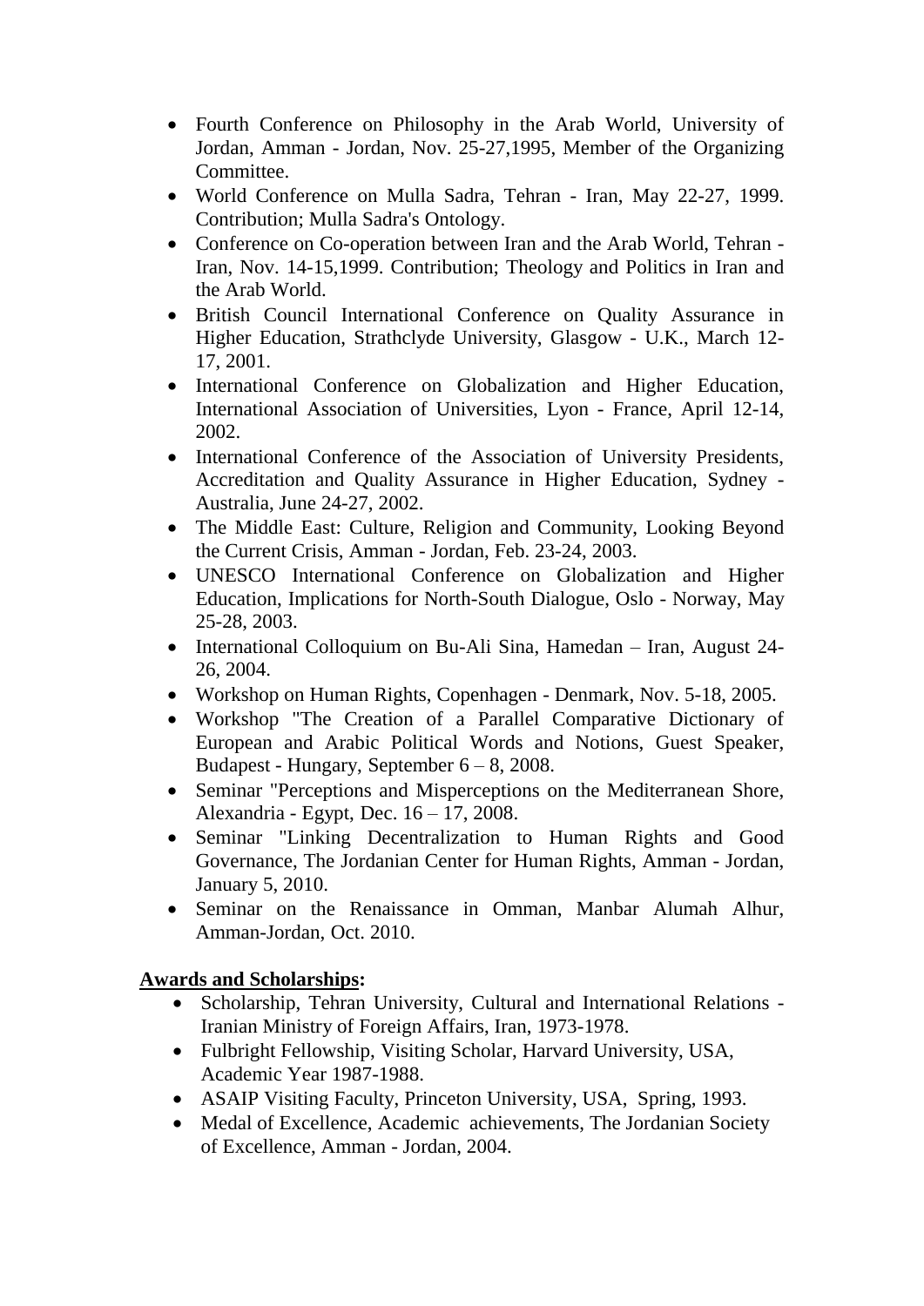- Fourth Conference on Philosophy in the Arab World, University of Jordan, Amman - Jordan, Nov. 25-27,1995, Member of the Organizing Committee.
- World Conference on Mulla Sadra, Tehran - Iran, May 22-27, 1999. Contribution; Mulla Sadra's Ontology.
- Conference on Co-operation between Iran and the Arab World, Tehran - Iran, Nov. 14-15,1999. Contribution; Theology and Politics in Iran and the Arab World.
- British Council International Conference on Quality Assurance in Higher Education, Strathclyde University, Glasgow - U.K., March 12-17, 2001.
- International Conference on Globalization and Higher Education, International Association of Universities, Lyon - France, April 12-14, 2002.
- International Conference of the Association of University Presidents, Accreditation and Quality Assurance in Higher Education, Sydney - Australia, June 24-27, 2002.
- The Middle East: Culture, Religion and Community, Looking Beyond the Current Crisis, Amman - Jordan, Feb. 23-24, 2003.
- UNESCO International Conference on Globalization and Higher Education, Implications for North-South Dialogue, Oslo - Norway, May 25-28, 2003.
- International Colloquium on Bu-Ali Sina, Hamedan – Iran, August 24-26, 2004.
- Workshop on Human Rights, Copenhagen - Denmark, Nov. 5-18, 2005.
- Workshop "The Creation of a Parallel Comparative Dictionary of European and Arabic Political Words and Notions, Guest Speaker, Budapest - Hungary, September 6 – 8, 2008.
- Seminar "Perceptions and Misperceptions on the Mediterranean Shore, Alexandria - Egypt, Dec. 16 – 17, 2008.
- Seminar "Linking Decentralization to Human Rights and Good Governance, The Jordanian Center for Human Rights, Amman - Jordan, January 5, 2010.
- Seminar on the Renaissance in Omman, Manbar Alumah Alhur, Amman-Jordan, Oct. 2010.

**Awards and Scholarships:**

- Scholarship, Tehran University, Cultural and International Relations - Iranian Ministry of Foreign Affairs, Iran, 1973-1978.
- Fulbright Fellowship, Visiting Scholar, Harvard University, USA, Academic Year 1987-1988.
- ASAIP Visiting Faculty, Princeton University, USA, Spring, 1993.
- Medal of Excellence, Academic achievements, The Jordanian Society of Excellence, Amman - Jordan, 2004.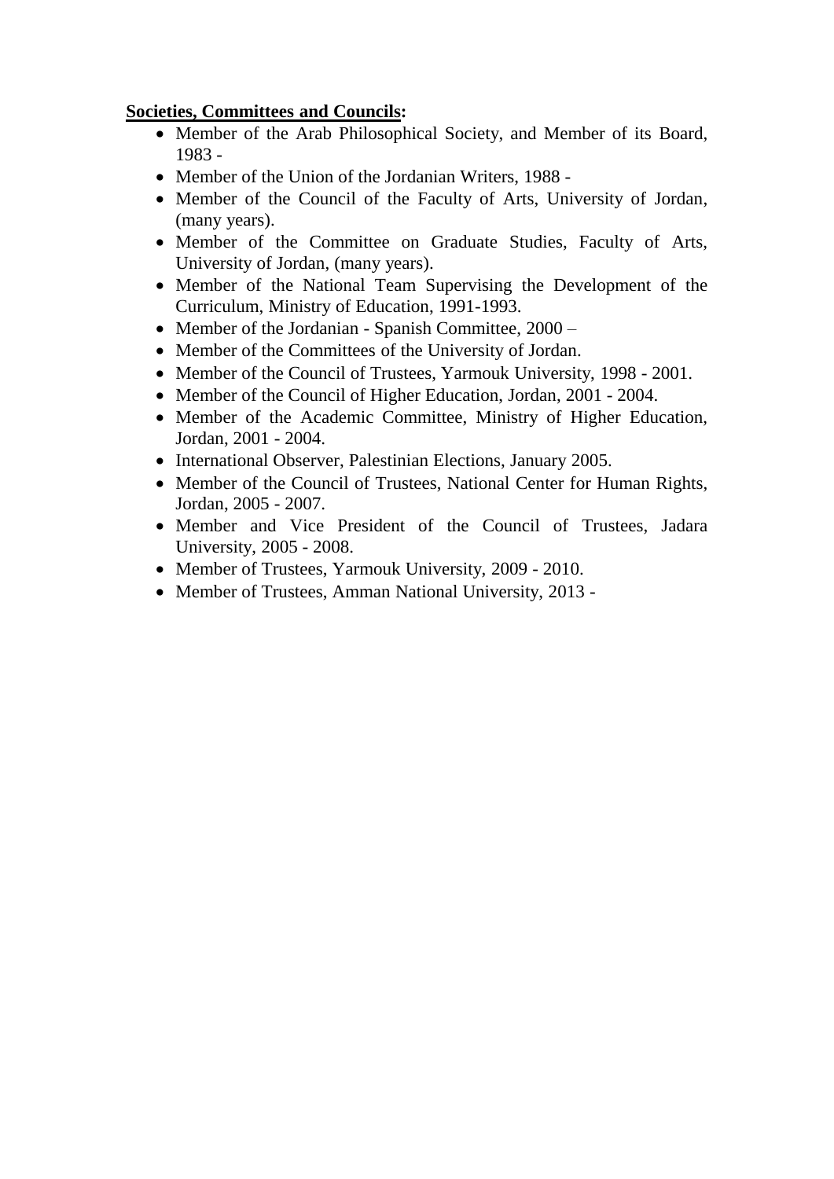**Societies, Committees and Councils:**

- Member of the Arab Philosophical Society, and Member of its Board, 1983 -
- Member of the Union of the Jordanian Writers, 1988 -
- Member of the Council of the Faculty of Arts, University of Jordan, (many years).
- Member of the Committee on Graduate Studies, Faculty of Arts, University of Jordan, (many years).
- Member of the National Team Supervising the Development of the Curriculum, Ministry of Education, 1991-1993.
- Member of the Jordanian - Spanish Committee, 2000 –
- Member of the Committees of the University of Jordan.
- Member of the Council of Trustees, Yarmouk University, 1998 - 2001.
- Member of the Council of Higher Education, Jordan, 2001 - 2004.
- Member of the Academic Committee, Ministry of Higher Education, Jordan, 2001 - 2004.
- International Observer, Palestinian Elections, January 2005.
- Member of the Council of Trustees, National Center for Human Rights, Jordan, 2005 - 2007.
- Member and Vice President of the Council of Trustees, Jadara University, 2005 - 2008.
- Member of Trustees, Yarmouk University, 2009 - 2010.
- Member of Trustees, Amman National University, 2013 -